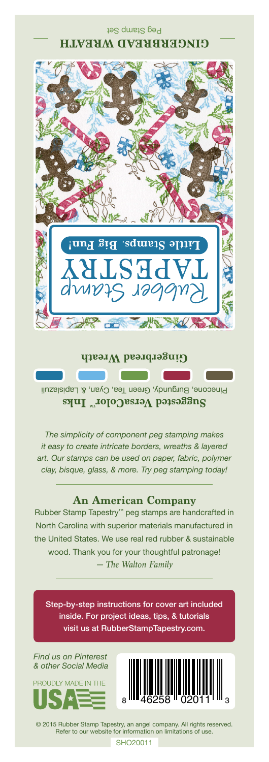Peg Stamp Set

# GINGERBREAD WREATH

Rubber Stamp TAPESTRY

**Little Stamps. Big Fun!**

## Gingerbread Wreath

**Suggested VersaColor™ Inks**

Pinecone, Burgundy, Green Tea, Cyan, & Lapislazuli

*The simplicity of component peg stamping makes it easy to create intricate borders, wreaths & layered art. Our stamps can be used on paper, fabric, polymer clay, bisque, glass, & more. Try peg stamping today!*

## An American Company

Rubber Stamp Tapestry™ peg stamps are handcrafted in North Carolina with superior materials manufactured in the United States. We use real red rubber & sustainable wood. Thank you for your thoughtful patronage!
*— The Walton Family*

Step-by-step instructions for cover art included inside. For project ideas, tips, & tutorials visit us at RubberStampTapestry.com.

*Find us on Pinterest & other Social Media*

PROUDLY MADE IN THE USA

8 46258 02011 3

© 2015 Rubber Stamp Tapestry, an angel company. All rights reserved.
Refer to our website for information on limitations of use.

SHO20011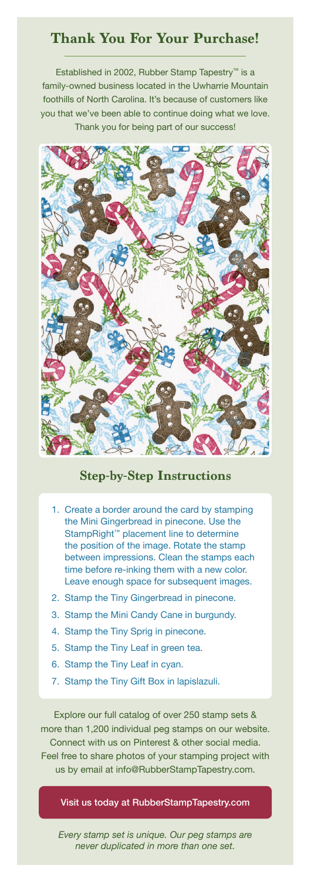## Thank You For Your Purchase!

Established in 2002, Rubber Stamp Tapestry™ is a family-owned business located in the Uwharrie Mountain foothills of North Carolina. It's because of customers like you that we've been able to continue doing what we love. Thank you for being part of our success!

### Step-by-Step Instructions

1. Create a border around the card by stamping the Mini Gingerbread in pinecone. Use the StampRight™ placement line to determine the position of the image. Rotate the stamp between impressions. Clean the stamps each time before re-inking them with a new color. Leave enough space for subsequent images.
2. Stamp the Tiny Gingerbread in pinecone.
3. Stamp the Mini Candy Cane in burgundy.
4. Stamp the Tiny Sprig in pinecone.
5. Stamp the Tiny Leaf in green tea.
6. Stamp the Tiny Leaf in cyan.
7. Stamp the Tiny Gift Box in lapislazuli.

Explore our full catalog of over 250 stamp sets & more than 1,200 individual peg stamps on our website. Connect with us on Pinterest & other social media. Feel free to share photos of your stamping project with us by email at info@RubberStampTapestry.com.

**Visit us today at RubberStampTapestry.com**

*Every stamp set is unique. Our peg stamps are never duplicated in more than one set.*